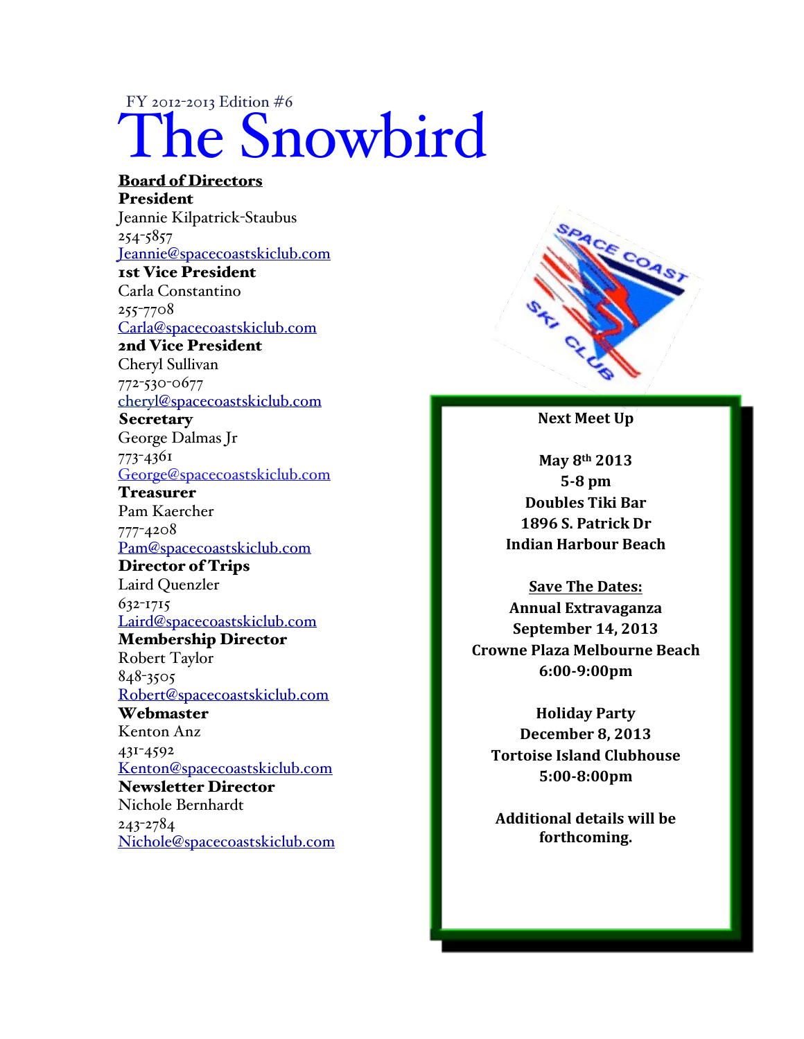FY 2012-2013 Edition #6

# The Snowbird

**Board of Directors**

**President**
Jeannie Kilpatrick-Staubus
254-5857
Jeannie@spacecoastskiclub.com

**1st Vice President**
Carla Constantino
255-7708
Carla@spacecoastskiclub.com

**2nd Vice President**
Cheryl Sullivan
772-530-0677
cheryl@spacecoastskiclub.com

**Secretary**
George Dalmas Jr
773-4361
George@spacecoastskiclub.com

**Treasurer**
Pam Kaercher
777-4208
Pam@spacecoastskiclub.com

**Director of Trips**
Laird Quenzler
632-1715
Laird@spacecoastskiclub.com

**Membership Director**
Robert Taylor
848-3505
Robert@spacecoastskiclub.com

**Webmaster**
Kenton Anz
431-4592
Kenton@spacecoastskiclub.com

**Newsletter Director**
Nichole Bernhardt
243-2784
Nichole@spacecoastskiclub.com

**Next Meet Up**

**May 8th 2013**
**5-8 pm**
**Doubles Tiki Bar**
**1896 S. Patrick Dr**
**Indian Harbour Beach**

**Save The Dates:**

**Annual Extravaganza**
**September 14, 2013**
**Crowne Plaza Melbourne Beach**
**6:00-9:00pm**

**Holiday Party**
**December 8, 2013**
**Tortoise Island Clubhouse**
**5:00-8:00pm**

**Additional details will be forthcoming.**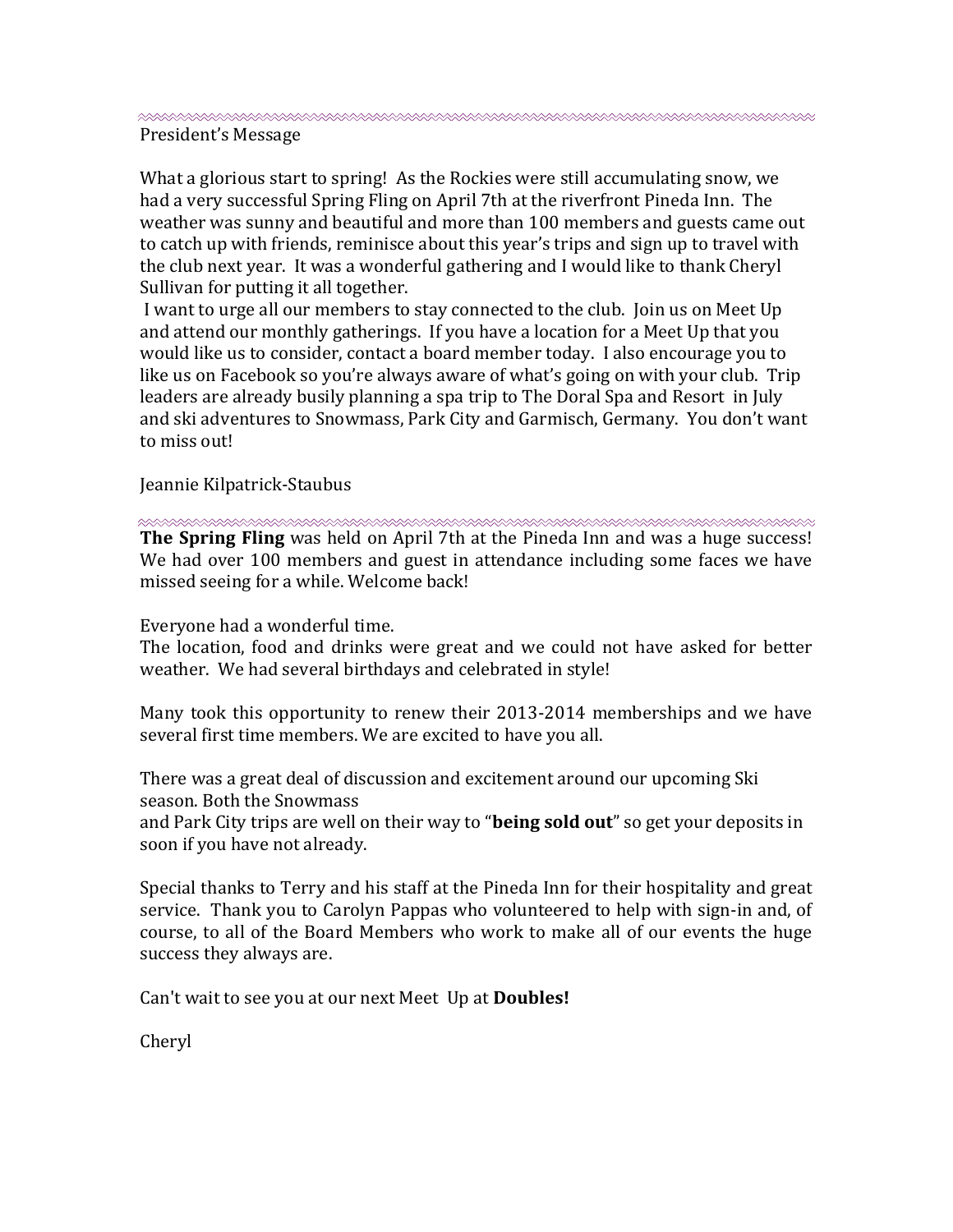---

President's Message

What a glorious start to spring! As the Rockies were still accumulating snow, we had a very successful Spring Fling on April 7th at the riverfront Pineda Inn. The weather was sunny and beautiful and more than 100 members and guests came out to catch up with friends, reminisce about this year's trips and sign up to travel with the club next year. It was a wonderful gathering and I would like to thank Cheryl Sullivan for putting it all together.

I want to urge all our members to stay connected to the club. Join us on Meet Up and attend our monthly gatherings. If you have a location for a Meet Up that you would like us to consider, contact a board member today. I also encourage you to like us on Facebook so you're always aware of what's going on with your club. Trip leaders are already busily planning a spa trip to The Doral Spa and Resort in July and ski adventures to Snowmass, Park City and Garmisch, Germany. You don't want to miss out!

Jeannie Kilpatrick-Staubus

---

**The Spring Fling** was held on April 7th at the Pineda Inn and was a huge success! We had over 100 members and guest in attendance including some faces we have missed seeing for a while. Welcome back!

Everyone had a wonderful time.
The location, food and drinks were great and we could not have asked for better weather. We had several birthdays and celebrated in style!

Many took this opportunity to renew their 2013-2014 memberships and we have several first time members. We are excited to have you all.

There was a great deal of discussion and excitement around our upcoming Ski season. Both the Snowmass
and Park City trips are well on their way to "**being sold out**" so get your deposits in soon if you have not already.

Special thanks to Terry and his staff at the Pineda Inn for their hospitality and great service. Thank you to Carolyn Pappas who volunteered to help with sign-in and, of course, to all of the Board Members who work to make all of our events the huge success they always are.

Can't wait to see you at our next Meet Up at **Doubles!**

Cheryl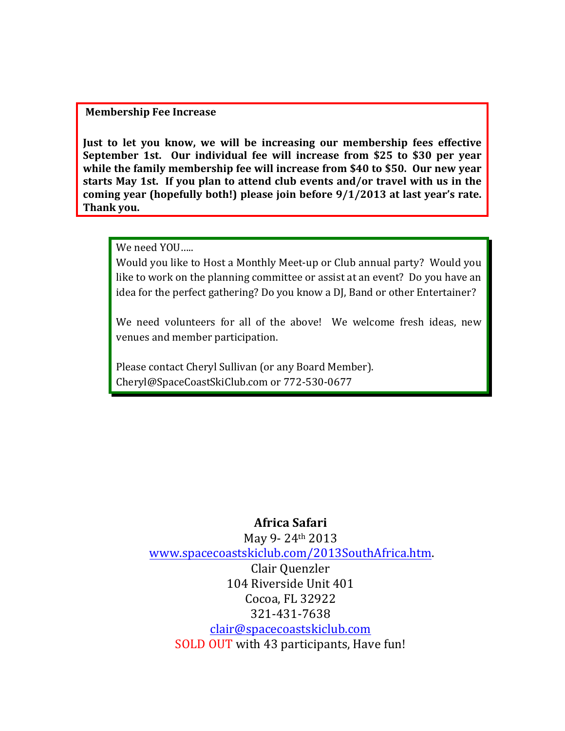**Membership Fee Increase**

**Just to let you know, we will be increasing our membership fees effective September 1st. Our individual fee will increase from $25 to $30 per year while the family membership fee will increase from $40 to $50. Our new year starts May 1st. If you plan to attend club events and/or travel with us in the coming year (hopefully both!) please join before 9/1/2013 at last year's rate. Thank you.**

We need YOU.....

Would you like to Host a Monthly Meet-up or Club annual party? Would you like to work on the planning committee or assist at an event? Do you have an idea for the perfect gathering? Do you know a DJ, Band or other Entertainer?

We need volunteers for all of the above! We welcome fresh ideas, new venues and member participation.

Please contact Cheryl Sullivan (or any Board Member).
Cheryl@SpaceCoastSkiClub.com or 772-530-0677

**Africa Safari**

May 9- 24th 2013

www.spacecoastskiclub.com/2013SouthAfrica.htm.

Clair Quenzler

104 Riverside Unit 401

Cocoa, FL 32922

321-431-7638

clair@spacecoastskiclub.com

SOLD OUT with 43 participants, Have fun!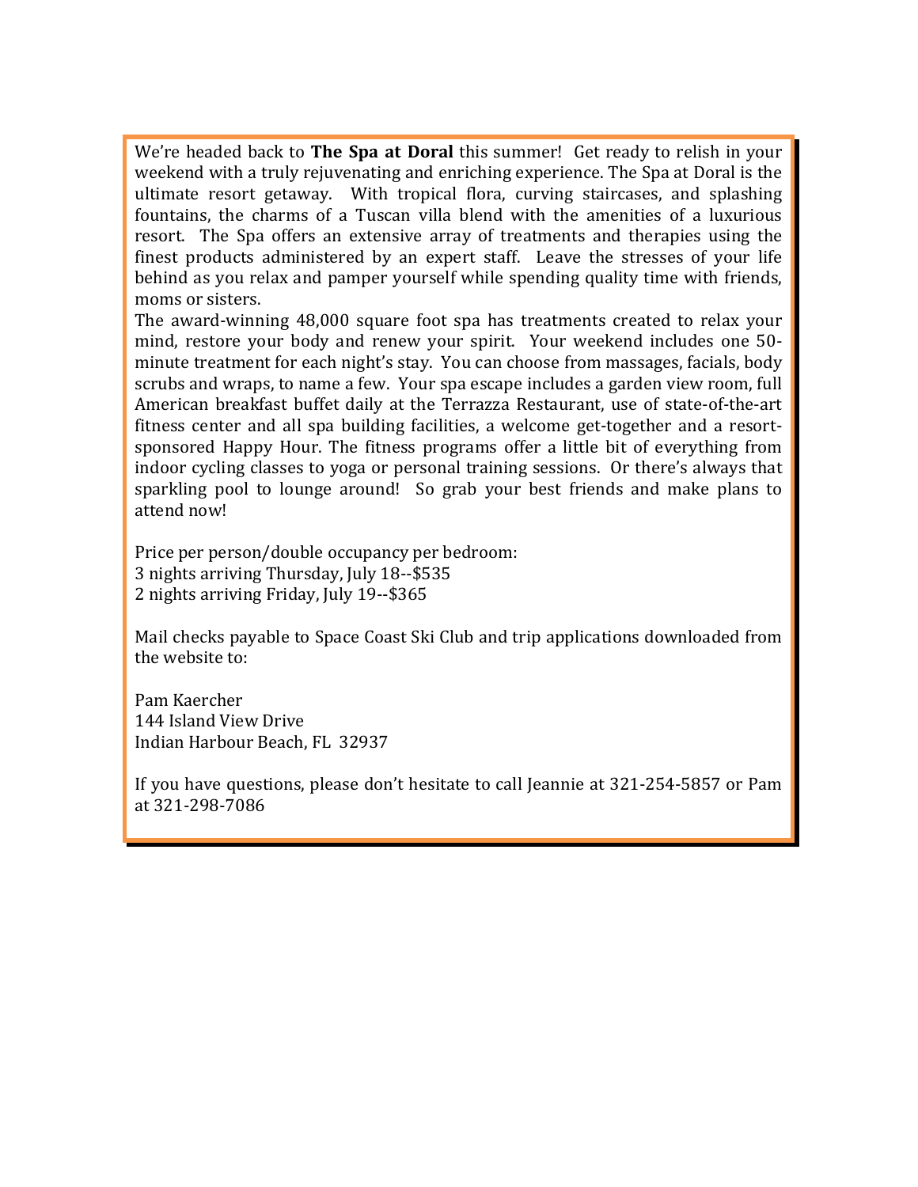We're headed back to **The Spa at Doral** this summer! Get ready to relish in your weekend with a truly rejuvenating and enriching experience. The Spa at Doral is the ultimate resort getaway. With tropical flora, curving staircases, and splashing fountains, the charms of a Tuscan villa blend with the amenities of a luxurious resort. The Spa offers an extensive array of treatments and therapies using the finest products administered by an expert staff. Leave the stresses of your life behind as you relax and pamper yourself while spending quality time with friends, moms or sisters.

The award-winning 48,000 square foot spa has treatments created to relax your mind, restore your body and renew your spirit. Your weekend includes one 50-minute treatment for each night's stay. You can choose from massages, facials, body scrubs and wraps, to name a few. Your spa escape includes a garden view room, full American breakfast buffet daily at the Terrazza Restaurant, use of state-of-the-art fitness center and all spa building facilities, a welcome get-together and a resort-sponsored Happy Hour. The fitness programs offer a little bit of everything from indoor cycling classes to yoga or personal training sessions. Or there's always that sparkling pool to lounge around! So grab your best friends and make plans to attend now!

Price per person/double occupancy per bedroom:
3 nights arriving Thursday, July 18--$535
2 nights arriving Friday, July 19--$365

Mail checks payable to Space Coast Ski Club and trip applications downloaded from the website to:

Pam Kaercher
144 Island View Drive
Indian Harbour Beach, FL 32937

If you have questions, please don't hesitate to call Jeannie at 321-254-5857 or Pam at 321-298-7086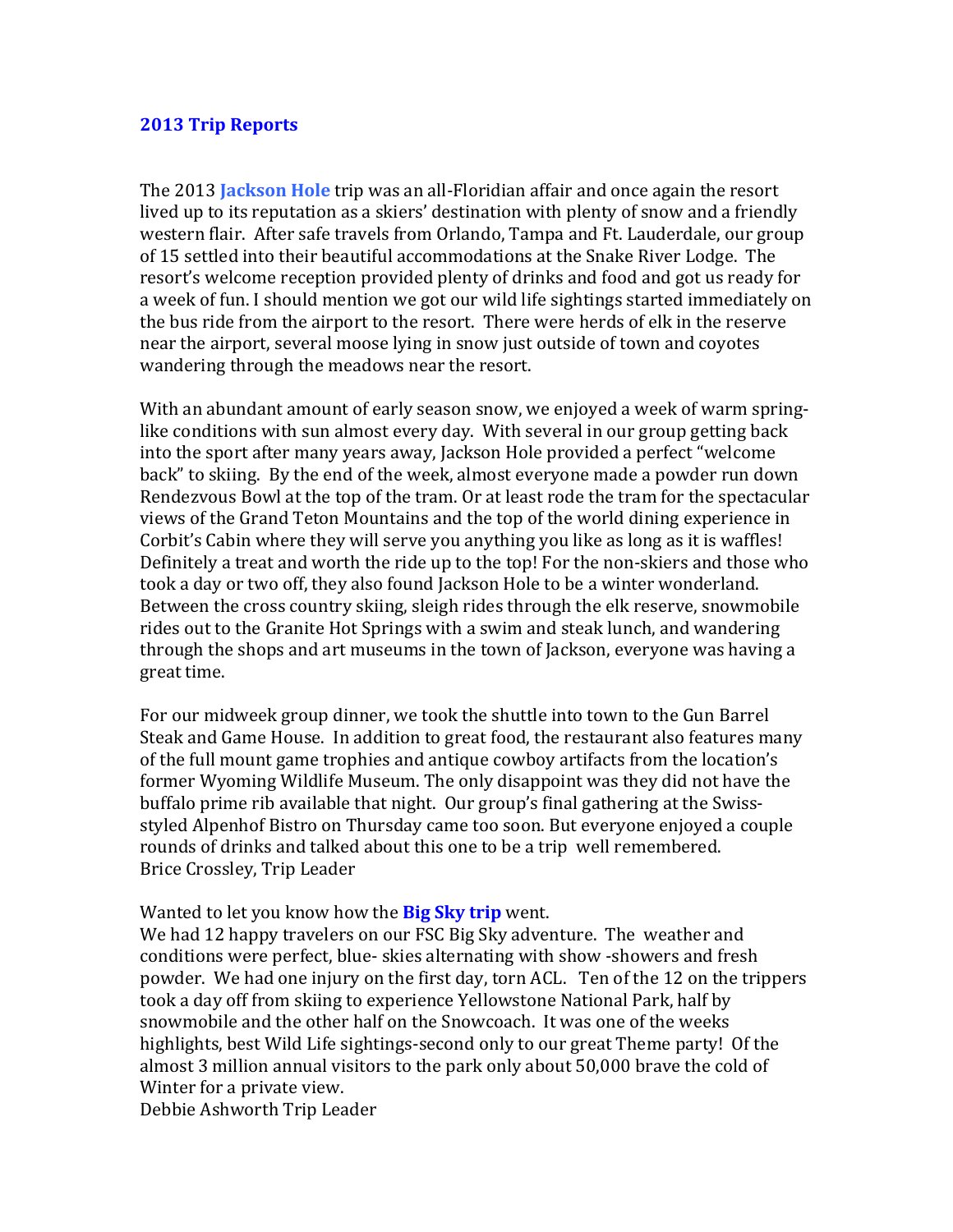## 2013 Trip Reports

The 2013 **Jackson Hole** trip was an all-Floridian affair and once again the resort lived up to its reputation as a skiers' destination with plenty of snow and a friendly western flair. After safe travels from Orlando, Tampa and Ft. Lauderdale, our group of 15 settled into their beautiful accommodations at the Snake River Lodge. The resort's welcome reception provided plenty of drinks and food and got us ready for a week of fun. I should mention we got our wild life sightings started immediately on the bus ride from the airport to the resort. There were herds of elk in the reserve near the airport, several moose lying in snow just outside of town and coyotes wandering through the meadows near the resort.

With an abundant amount of early season snow, we enjoyed a week of warm spring-like conditions with sun almost every day. With several in our group getting back into the sport after many years away, Jackson Hole provided a perfect "welcome back" to skiing. By the end of the week, almost everyone made a powder run down Rendezvous Bowl at the top of the tram. Or at least rode the tram for the spectacular views of the Grand Teton Mountains and the top of the world dining experience in Corbit's Cabin where they will serve you anything you like as long as it is waffles! Definitely a treat and worth the ride up to the top! For the non-skiers and those who took a day or two off, they also found Jackson Hole to be a winter wonderland. Between the cross country skiing, sleigh rides through the elk reserve, snowmobile rides out to the Granite Hot Springs with a swim and steak lunch, and wandering through the shops and art museums in the town of Jackson, everyone was having a great time.

For our midweek group dinner, we took the shuttle into town to the Gun Barrel Steak and Game House. In addition to great food, the restaurant also features many of the full mount game trophies and antique cowboy artifacts from the location's former Wyoming Wildlife Museum. The only disappoint was they did not have the buffalo prime rib available that night. Our group's final gathering at the Swiss-styled Alpenhof Bistro on Thursday came too soon. But everyone enjoyed a couple rounds of drinks and talked about this one to be a trip well remembered.
Brice Crossley, Trip Leader

Wanted to let you know how the **Big Sky trip** went.
We had 12 happy travelers on our FSC Big Sky adventure. The weather and conditions were perfect, blue- skies alternating with show -showers and fresh powder. We had one injury on the first day, torn ACL. Ten of the 12 on the trippers took a day off from skiing to experience Yellowstone National Park, half by snowmobile and the other half on the Snowcoach. It was one of the weeks highlights, best Wild Life sightings-second only to our great Theme party! Of the almost 3 million annual visitors to the park only about 50,000 brave the cold of Winter for a private view.
Debbie Ashworth Trip Leader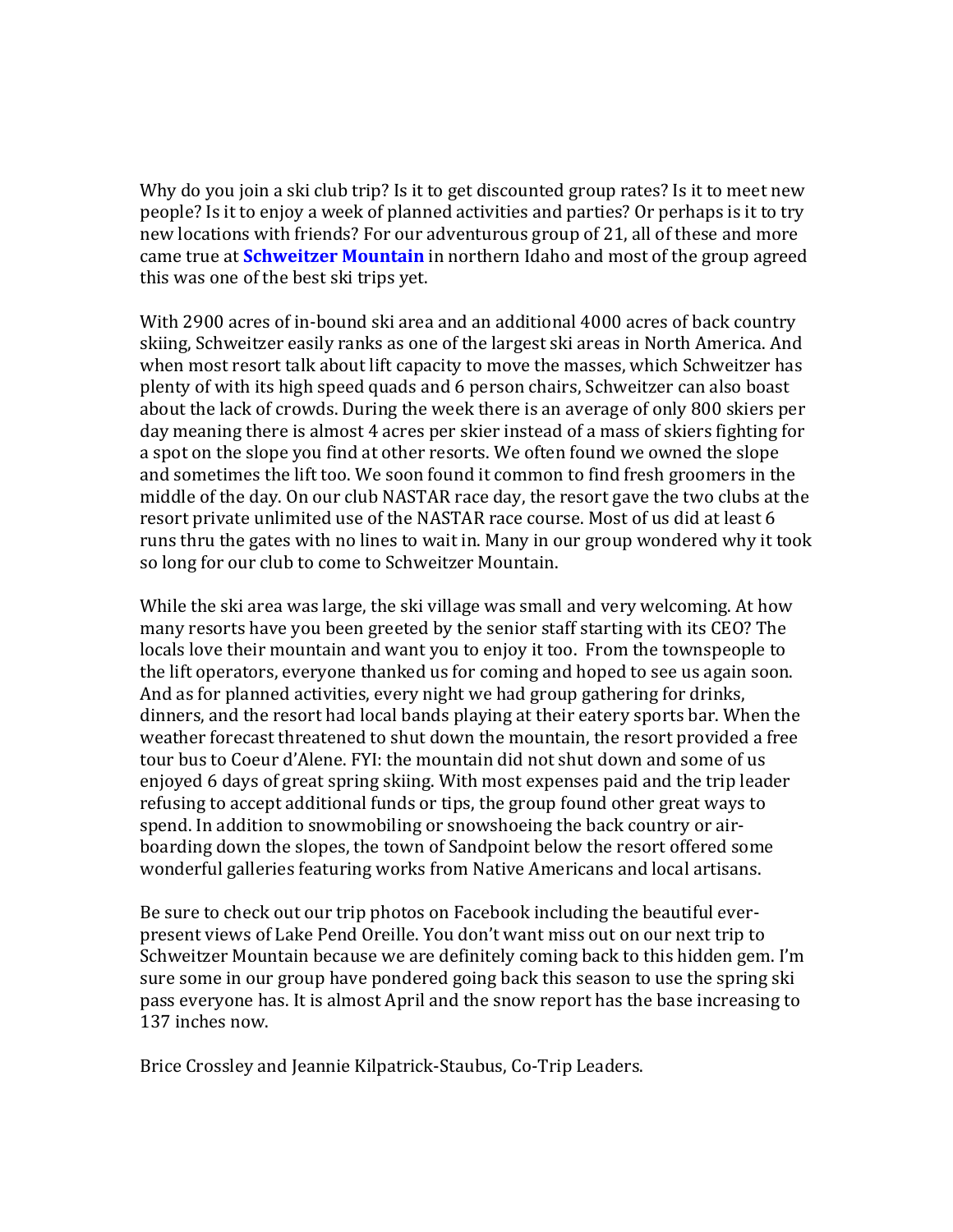Why do you join a ski club trip? Is it to get discounted group rates? Is it to meet new people? Is it to enjoy a week of planned activities and parties? Or perhaps is it to try new locations with friends? For our adventurous group of 21, all of these and more came true at **Schweitzer Mountain** in northern Idaho and most of the group agreed this was one of the best ski trips yet.

With 2900 acres of in-bound ski area and an additional 4000 acres of back country skiing, Schweitzer easily ranks as one of the largest ski areas in North America. And when most resort talk about lift capacity to move the masses, which Schweitzer has plenty of with its high speed quads and 6 person chairs, Schweitzer can also boast about the lack of crowds. During the week there is an average of only 800 skiers per day meaning there is almost 4 acres per skier instead of a mass of skiers fighting for a spot on the slope you find at other resorts. We often found we owned the slope and sometimes the lift too. We soon found it common to find fresh groomers in the middle of the day. On our club NASTAR race day, the resort gave the two clubs at the resort private unlimited use of the NASTAR race course. Most of us did at least 6 runs thru the gates with no lines to wait in. Many in our group wondered why it took so long for our club to come to Schweitzer Mountain.

While the ski area was large, the ski village was small and very welcoming. At how many resorts have you been greeted by the senior staff starting with its CEO? The locals love their mountain and want you to enjoy it too. From the townspeople to the lift operators, everyone thanked us for coming and hoped to see us again soon. And as for planned activities, every night we had group gathering for drinks, dinners, and the resort had local bands playing at their eatery sports bar. When the weather forecast threatened to shut down the mountain, the resort provided a free tour bus to Coeur d'Alene. FYI: the mountain did not shut down and some of us enjoyed 6 days of great spring skiing. With most expenses paid and the trip leader refusing to accept additional funds or tips, the group found other great ways to spend. In addition to snowmobiling or snowshoeing the back country or air-boarding down the slopes, the town of Sandpoint below the resort offered some wonderful galleries featuring works from Native Americans and local artisans.

Be sure to check out our trip photos on Facebook including the beautiful ever-present views of Lake Pend Oreille. You don't want miss out on our next trip to Schweitzer Mountain because we are definitely coming back to this hidden gem. I'm sure some in our group have pondered going back this season to use the spring ski pass everyone has. It is almost April and the snow report has the base increasing to 137 inches now.

Brice Crossley and Jeannie Kilpatrick-Staubus, Co-Trip Leaders.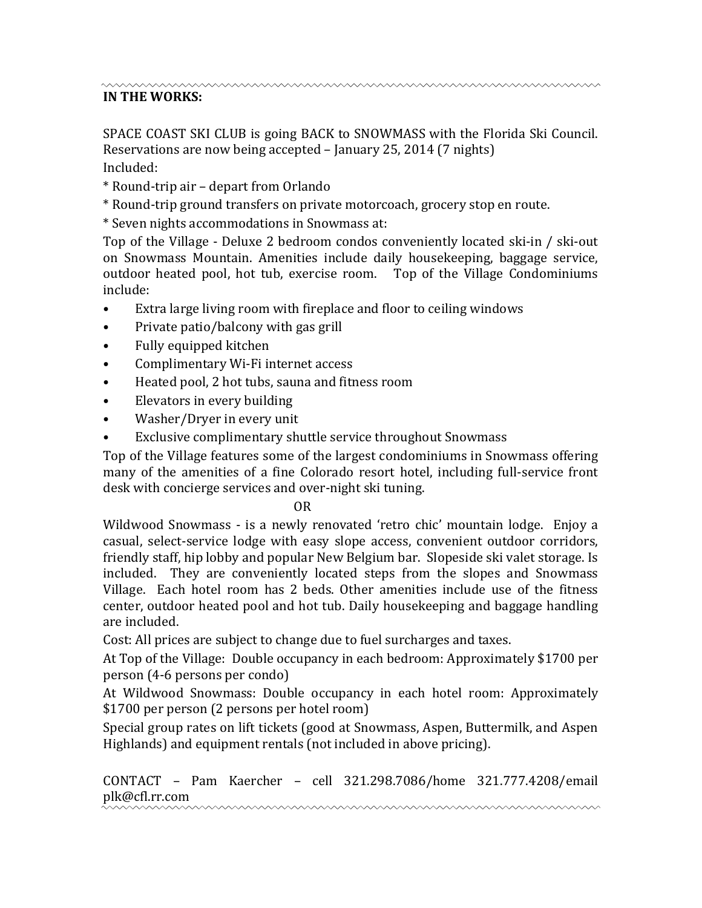**IN THE WORKS:**

SPACE COAST SKI CLUB is going BACK to SNOWMASS with the Florida Ski Council. Reservations are now being accepted – January 25, 2014 (7 nights)

Included:

* Round-trip air – depart from Orlando

* Round-trip ground transfers on private motorcoach, grocery stop en route.

* Seven nights accommodations in Snowmass at:

Top of the Village - Deluxe 2 bedroom condos conveniently located ski-in / ski-out on Snowmass Mountain. Amenities include daily housekeeping, baggage service, outdoor heated pool, hot tub, exercise room. Top of the Village Condominiums include:

- Extra large living room with fireplace and floor to ceiling windows
- Private patio/balcony with gas grill
- Fully equipped kitchen
- Complimentary Wi-Fi internet access
- Heated pool, 2 hot tubs, sauna and fitness room
- Elevators in every building
- Washer/Dryer in every unit
- Exclusive complimentary shuttle service throughout Snowmass

Top of the Village features some of the largest condominiums in Snowmass offering many of the amenities of a fine Colorado resort hotel, including full-service front desk with concierge services and over-night ski tuning.

OR

Wildwood Snowmass - is a newly renovated 'retro chic' mountain lodge. Enjoy a casual, select-service lodge with easy slope access, convenient outdoor corridors, friendly staff, hip lobby and popular New Belgium bar. Slopeside ski valet storage. Is included. They are conveniently located steps from the slopes and Snowmass Village. Each hotel room has 2 beds. Other amenities include use of the fitness center, outdoor heated pool and hot tub. Daily housekeeping and baggage handling are included.

Cost: All prices are subject to change due to fuel surcharges and taxes.

At Top of the Village: Double occupancy in each bedroom: Approximately $1700 per person (4-6 persons per condo)

At Wildwood Snowmass: Double occupancy in each hotel room: Approximately $1700 per person (2 persons per hotel room)

Special group rates on lift tickets (good at Snowmass, Aspen, Buttermilk, and Aspen Highlands) and equipment rentals (not included in above pricing).

CONTACT – Pam Kaercher – cell 321.298.7086/home 321.777.4208/email plk@cfl.rr.com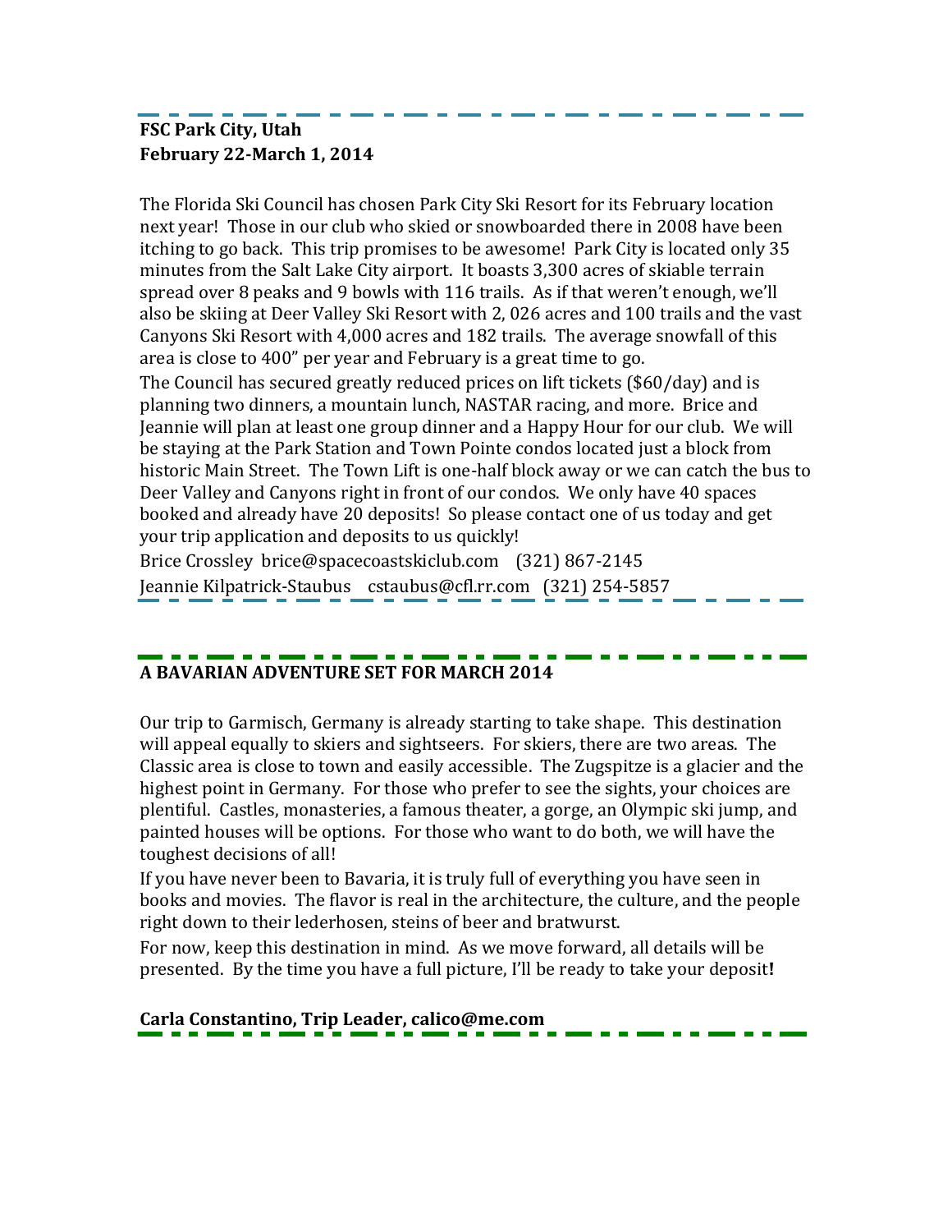**FSC Park City, Utah**
**February 22-March 1, 2014**

The Florida Ski Council has chosen Park City Ski Resort for its February location next year! Those in our club who skied or snowboarded there in 2008 have been itching to go back. This trip promises to be awesome! Park City is located only 35 minutes from the Salt Lake City airport. It boasts 3,300 acres of skiable terrain spread over 8 peaks and 9 bowls with 116 trails. As if that weren't enough, we'll also be skiing at Deer Valley Ski Resort with 2, 026 acres and 100 trails and the vast Canyons Ski Resort with 4,000 acres and 182 trails. The average snowfall of this area is close to 400" per year and February is a great time to go.

The Council has secured greatly reduced prices on lift tickets ($60/day) and is planning two dinners, a mountain lunch, NASTAR racing, and more. Brice and Jeannie will plan at least one group dinner and a Happy Hour for our club. We will be staying at the Park Station and Town Pointe condos located just a block from historic Main Street. The Town Lift is one-half block away or we can catch the bus to Deer Valley and Canyons right in front of our condos. We only have 40 spaces booked and already have 20 deposits! So please contact one of us today and get your trip application and deposits to us quickly!

Brice Crossley brice@spacecoastskiclub.com (321) 867-2145

Jeannie Kilpatrick-Staubus cstaubus@cfl.rr.com (321) 254-5857

**A BAVARIAN ADVENTURE SET FOR MARCH 2014**

Our trip to Garmisch, Germany is already starting to take shape. This destination will appeal equally to skiers and sightseers. For skiers, there are two areas. The Classic area is close to town and easily accessible. The Zugspitze is a glacier and the highest point in Germany. For those who prefer to see the sights, your choices are plentiful. Castles, monasteries, a famous theater, a gorge, an Olympic ski jump, and painted houses will be options. For those who want to do both, we will have the toughest decisions of all!

If you have never been to Bavaria, it is truly full of everything you have seen in books and movies. The flavor is real in the architecture, the culture, and the people right down to their lederhosen, steins of beer and bratwurst.

For now, keep this destination in mind. As we move forward, all details will be presented. By the time you have a full picture, I'll be ready to take your deposit**!**

**Carla Constantino, Trip Leader, calico@me.com**